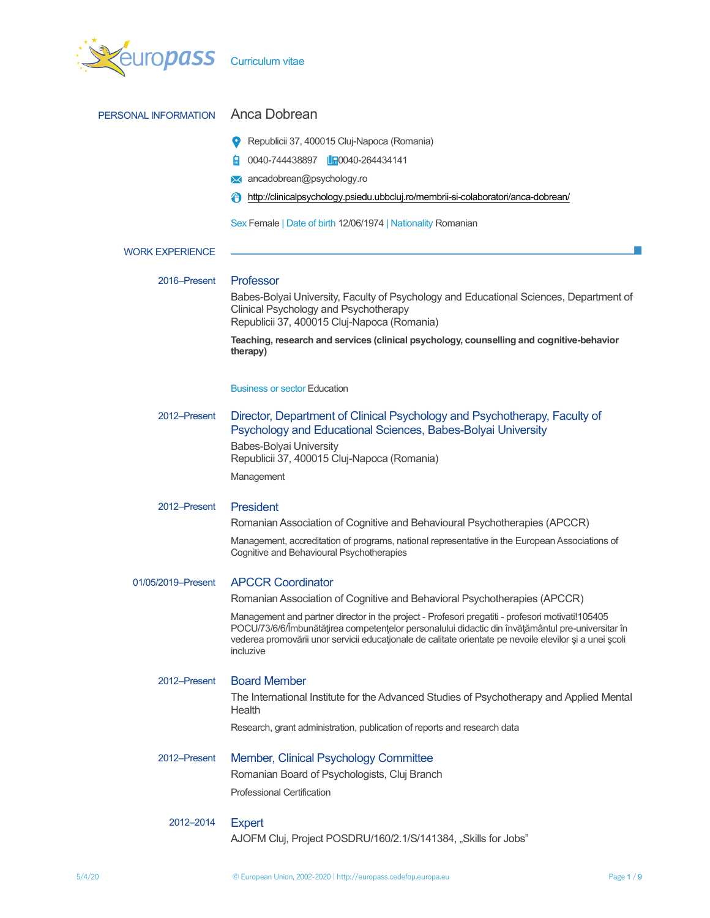Curriculum vitae

## PERSONAL INFORMATION

# Anca Dobrean

Republicii 37, 400015 Cluj-Napoca (Romania)

0040-744438897 0040-264434141

ancadobrean@psychology.ro

http://clinicalpsychology.psiedu.ubbcluj.ro/membrii-si-colaboratori/anca-dobrean/

Sex Female | Date of birth 12/06/1974 | Nationality Romanian

## WORK EXPERIENCE

**2016–Present**

### Professor

Babes-Bolyai University, Faculty of Psychology and Educational Sciences, Department of Clinical Psychology and Psychotherapy
Republicii 37, 400015 Cluj-Napoca (Romania)

**Teaching, research and services (clinical psychology, counselling and cognitive-behavior therapy)**

Business or sector Education

**2012–Present**

### Director, Department of Clinical Psychology and Psychotherapy, Faculty of Psychology and Educational Sciences, Babes-Bolyai University

Babes-Bolyai University
Republicii 37, 400015 Cluj-Napoca (Romania)

Management

**2012–Present**

### President

Romanian Association of Cognitive and Behavioural Psychotherapies (APCCR)

Management, accreditation of programs, national representative in the European Associations of Cognitive and Behavioural Psychotherapies

**01/05/2019–Present**

### APCCR Coordinator

Romanian Association of Cognitive and Behavioral Psychotherapies (APCCR)

Management and partner director in the project - Profesori pregatiti - profesori motivati!105405 POCU/73/6/6/Îmbunătăţirea competenţelor personalului didactic din învăţământul pre-universitar în vederea promovării unor servicii educaţionale de calitate orientate pe nevoile elevilor şi a unei şcoli incluzive

**2012–Present**

### Board Member

The International Institute for the Advanced Studies of Psychotherapy and Applied Mental Health

Research, grant administration, publication of reports and research data

**2012–Present**

### Member, Clinical Psychology Committee

Romanian Board of Psychologists, Cluj Branch

Professional Certification

**2012–2014**

### Expert

AJOFM Cluj, Project POSDRU/160/2.1/S/141384, „Skills for Jobs"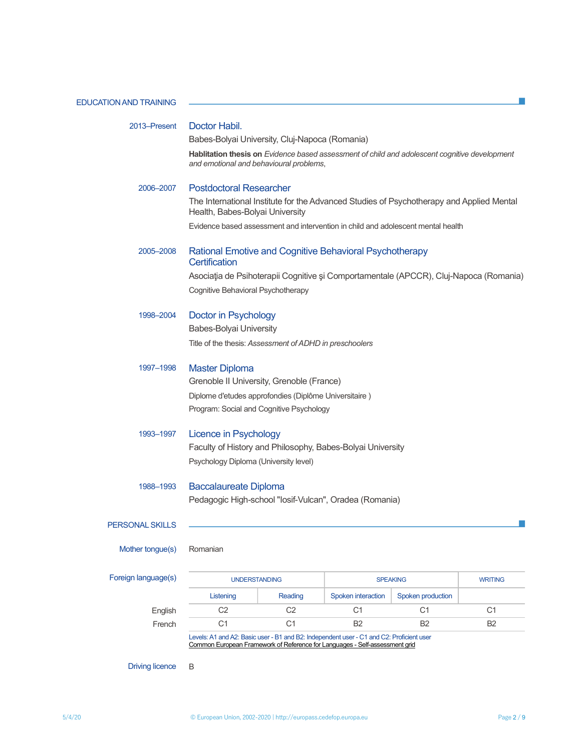## EDUCATION AND TRAINING

**2013–Present**

### Doctor Habil.

Babes-Bolyai University, Cluj-Napoca (Romania)

**Hablitation thesis on** *Evidence based assessment of child and adolescent cognitive development and emotional and behavioural problems*,

**2006–2007**

### Postdoctoral Researcher

The International Institute for the Advanced Studies of Psychotherapy and Applied Mental Health, Babes-Bolyai University

Evidence based assessment and intervention in child and adolescent mental health

**2005–2008**

### Rational Emotive and Cognitive Behavioral Psychotherapy Certification

Asociaţia de Psihoterapii Cognitive şi Comportamentale (APCCR), Cluj-Napoca (Romania)

Cognitive Behavioral Psychotherapy

**1998–2004**

### Doctor in Psychology

Babes-Bolyai University

Title of the thesis: *Assessment of ADHD in preschoolers*

**1997–1998**

### Master Diploma

Grenoble II University, Grenoble (France)

Diplome d'etudes approfondies (Diplôme Universitaire )

Program: Social and Cognitive Psychology

**1993–1997**

### Licence in Psychology

Faculty of History and Philosophy, Babes-Bolyai University

Psychology Diploma (University level)

**1988–1993**

### Baccalaureate Diploma

Pedagogic High-school "Iosif-Vulcan", Oradea (Romania)

## PERSONAL SKILLS

**Mother tongue(s)**

Romanian

**Foreign language(s)**

| | UNDERSTANDING | | SPEAKING | | WRITING |
|---|---|---|---|---|---|
| | Listening | Reading | Spoken interaction | Spoken production | |
| English | C2 | C2 | C1 | C1 | C1 |
| French | C1 | C1 | B2 | B2 | B2 |

Levels: A1 and A2: Basic user - B1 and B2: Independent user - C1 and C2: Proficient user
Common European Framework of Reference for Languages - Self-assessment grid

**Driving licence**

B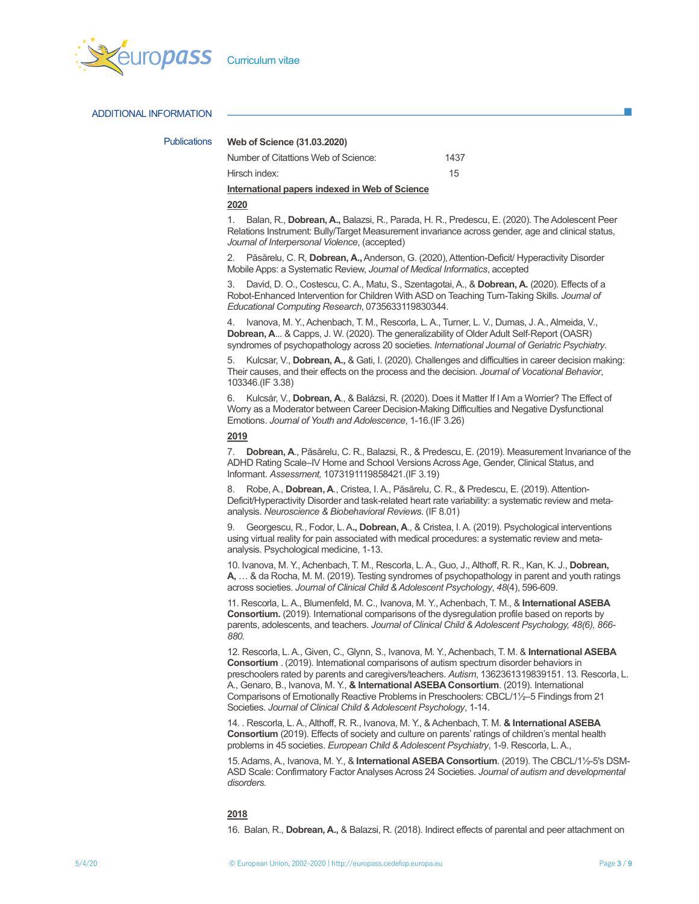## ADDITIONAL INFORMATION

### Publications

**Web of Science (31.03.2020)**

| | |
|---|---|
| Number of Citattions Web of Science: | 1437 |
| Hirsch index: | 15 |

**International papers indexed in Web of Science**

**2020**

1. Balan, R., **Dobrean, A.,** Balazsi, R., Parada, H. R., Predescu, E. (2020). The Adolescent Peer Relations Instrument: Bully/Target Measurement invariance across gender, age and clinical status, *Journal of Interpersonal Violence*, (accepted)

2. Păsărelu, C. R, **Dobrean, A.,** Anderson, G. (2020), Attention-Deficit/ Hyperactivity Disorder Mobile Apps: a Systematic Review, *Journal of Medical Informatics*, accepted

3. David, D. O., Costescu, C. A., Matu, S., Szentagotai, A., & **Dobrean, A.** (2020). Effects of a Robot-Enhanced Intervention for Children With ASD on Teaching Turn-Taking Skills. *Journal of Educational Computing Research*, 0735633119830344.

4. Ivanova, M. Y., Achenbach, T. M., Rescorla, L. A., Turner, L. V., Dumas, J. A., Almeida, V., **Dobrean, A**... & Capps, J. W. (2020). The generalizability of Older Adult Self-Report (OASR) syndromes of psychopathology across 20 societies. *International Journal of Geriatric Psychiatry*.

5. Kulcsar, V., **Dobrean, A.,** & Gati, I. (2020). Challenges and difficulties in career decision making: Their causes, and their effects on the process and the decision. *Journal of Vocational Behavior*, 103346.(IF 3.38)

6. Kulcsár, V., **Dobrean, A**., & Balázsi, R. (2020). Does it Matter If I Am a Worrier? The Effect of Worry as a Moderator between Career Decision-Making Difficulties and Negative Dysfunctional Emotions. *Journal of Youth and Adolescence*, 1-16.(IF 3.26)

**2019**

7. **Dobrean, A**., Păsărelu, C. R., Balazsi, R., & Predescu, E. (2019). Measurement Invariance of the ADHD Rating Scale–IV Home and School Versions Across Age, Gender, Clinical Status, and Informant. *Assessment*, 1073191119858421.(IF 3.19)

8. Robe, A., **Dobrean, A**., Cristea, I. A., Păsărelu, C. R., & Predescu, E. (2019). Attention-Deficit/Hyperactivity Disorder and task-related heart rate variability: a systematic review and meta-analysis. *Neuroscience & Biobehavioral Reviews*. (IF 8.01)

9. Georgescu, R., Fodor, L. A**., Dobrean, A**., & Cristea, I. A. (2019). Psychological interventions using virtual reality for pain associated with medical procedures: a systematic review and meta-analysis. Psychological medicine, 1-13.

10. Ivanova, M. Y., Achenbach, T. M., Rescorla, L. A., Guo, J., Althoff, R. R., Kan, K. J., **Dobrean, A,** … & da Rocha, M. M. (2019). Testing syndromes of psychopathology in parent and youth ratings across societies. *Journal of Clinical Child & Adolescent Psychology*, *48*(4), 596-609.

11. Rescorla, L. A., Blumenfeld, M. C., Ivanova, M. Y., Achenbach, T. M., & **International ASEBA Consortium.** (2019). International comparisons of the dysregulation profile based on reports by parents, adolescents, and teachers. *Journal of Clinical Child & Adolescent Psychology, 48(6), 866-880.*

12. Rescorla, L. A., Given, C., Glynn, S., Ivanova, M. Y., Achenbach, T. M. & **International ASEBA Consortium** . (2019). International comparisons of autism spectrum disorder behaviors in preschoolers rated by parents and caregivers/teachers. *Autism*, 1362361319839151. 13. Rescorla, L. A., Genaro, B., Ivanova, M. Y., **& International ASEBA Consortium**. (2019). International Comparisons of Emotionally Reactive Problems in Preschoolers: CBCL/1½–5 Findings from 21 Societies. *Journal of Clinical Child & Adolescent Psychology*, 1-14.

14. . Rescorla, L. A., Althoff, R. R., Ivanova, M. Y., & Achenbach, T. M. **& International ASEBA Consortium** (2019). Effects of society and culture on parents' ratings of children's mental health problems in 45 societies. *European Child & Adolescent Psychiatry*, 1-9. Rescorla, L. A.,

15. Adams, A., Ivanova, M. Y., & **International ASEBA Consortium**. (2019). The CBCL/1½-5's DSM-ASD Scale: Confirmatory Factor Analyses Across 24 Societies. *Journal of autism and developmental disorders.*

**2018**

16. Balan, R., **Dobrean, A.,** & Balazsi, R. (2018). Indirect effects of parental and peer attachment on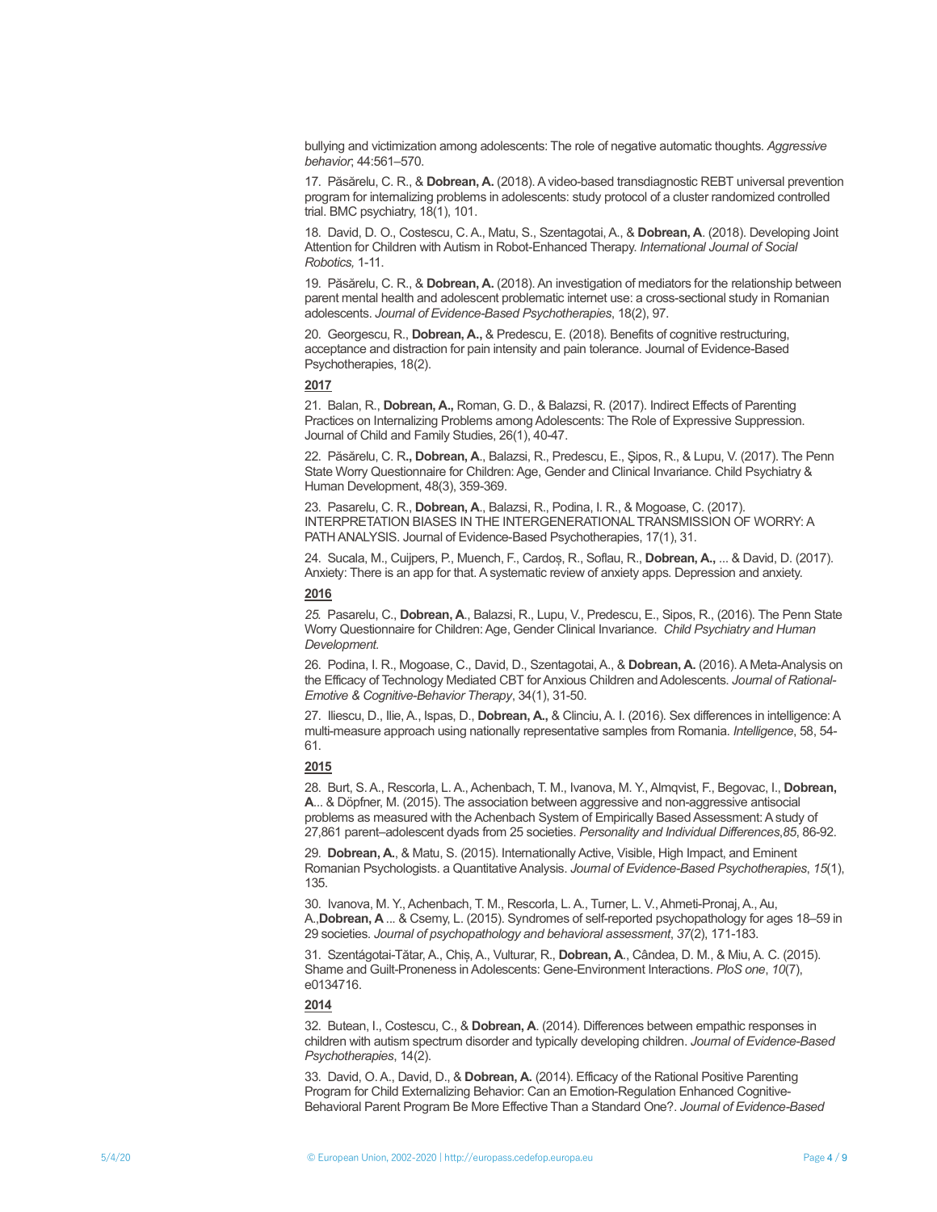bullying and victimization among adolescents: The role of negative automatic thoughts. *Aggressive behavior*; 44:561–570.

17. Păsărelu, C. R., & **Dobrean, A.** (2018). A video-based transdiagnostic REBT universal prevention program for internalizing problems in adolescents: study protocol of a cluster randomized controlled trial. BMC psychiatry, 18(1), 101.

18. David, D. O., Costescu, C. A., Matu, S., Szentagotai, A., & **Dobrean, A**. (2018). Developing Joint Attention for Children with Autism in Robot-Enhanced Therapy. *International Journal of Social Robotics,* 1-11.

19. Păsărelu, C. R., & **Dobrean, A.** (2018). An investigation of mediators for the relationship between parent mental health and adolescent problematic internet use: a cross-sectional study in Romanian adolescents. *Journal of Evidence-Based Psychotherapies*, 18(2), 97.

20. Georgescu, R., **Dobrean, A.,** & Predescu, E. (2018). Benefits of cognitive restructuring, acceptance and distraction for pain intensity and pain tolerance. Journal of Evidence-Based Psychotherapies, 18(2).

**2017**

21. Balan, R., **Dobrean, A.,** Roman, G. D., & Balazsi, R. (2017). Indirect Effects of Parenting Practices on Internalizing Problems among Adolescents: The Role of Expressive Suppression. Journal of Child and Family Studies, 26(1), 40-47.

22. Păsărelu, C. R**., Dobrean, A**., Balazsi, R., Predescu, E., Şipos, R., & Lupu, V. (2017). The Penn State Worry Questionnaire for Children: Age, Gender and Clinical Invariance. Child Psychiatry & Human Development, 48(3), 359-369.

23. Pasarelu, C. R., **Dobrean, A**., Balazsi, R., Podina, I. R., & Mogoase, C. (2017). INTERPRETATION BIASES IN THE INTERGENERATIONAL TRANSMISSION OF WORRY: A PATH ANALYSIS. Journal of Evidence-Based Psychotherapies, 17(1), 31.

24. Sucala, M., Cuijpers, P., Muench, F., Cardoș, R., Soflau, R., **Dobrean, A.,** ... & David, D. (2017). Anxiety: There is an app for that. A systematic review of anxiety apps. Depression and anxiety.

**2016**

*25.* Pasarelu, C., **Dobrean, A**., Balazsi, R., Lupu, V., Predescu, E., Sipos, R., (2016). The Penn State Worry Questionnaire for Children: Age, Gender Clinical Invariance. *Child Psychiatry and Human Development.*

26. Podina, I. R., Mogoase, C., David, D., Szentagotai, A., & **Dobrean, A.** (2016). A Meta-Analysis on the Efficacy of Technology Mediated CBT for Anxious Children and Adolescents. *Journal of Rational-Emotive & Cognitive-Behavior Therapy*, 34(1), 31-50.

27. Iliescu, D., Ilie, A., Ispas, D., **Dobrean, A.,** & Clinciu, A. I. (2016). Sex differences in intelligence: A multi-measure approach using nationally representative samples from Romania. *Intelligence*, 58, 54-61.

**2015**

28. Burt, S. A., Rescorla, L. A., Achenbach, T. M., Ivanova, M. Y., Almqvist, F., Begovac, I., **Dobrean, A**... & Döpfner, M. (2015). The association between aggressive and non-aggressive antisocial problems as measured with the Achenbach System of Empirically Based Assessment: A study of 27,861 parent–adolescent dyads from 25 societies. *Personality and Individual Differences*,*85*, 86-92.

29. **Dobrean, A.**, & Matu, S. (2015). Internationally Active, Visible, High Impact, and Eminent Romanian Psychologists. a Quantitative Analysis. *Journal of Evidence-Based Psychotherapies*, *15*(1), 135.

30. Ivanova, M. Y., Achenbach, T. M., Rescorla, L. A., Turner, L. V., Ahmeti-Pronaj, A., Au, A.,**Dobrean, A** ... & Csemy, L. (2015). Syndromes of self-reported psychopathology for ages 18–59 in 29 societies. *Journal of psychopathology and behavioral assessment*, *37*(2), 171-183.

31. Szentágotai-Tătar, A., Chiș, A., Vulturar, R., **Dobrean, A**., Cândea, D. M., & Miu, A. C. (2015). Shame and Guilt-Proneness in Adolescents: Gene-Environment Interactions. *PloS one*, *10*(7), e0134716.

**2014**

32. Butean, I., Costescu, C., & **Dobrean, A**. (2014). Differences between empathic responses in children with autism spectrum disorder and typically developing children. *Journal of Evidence-Based Psychotherapies*, 14(2).

33. David, O. A., David, D., & **Dobrean, A.** (2014). Efficacy of the Rational Positive Parenting Program for Child Externalizing Behavior: Can an Emotion-Regulation Enhanced Cognitive-Behavioral Parent Program Be More Effective Than a Standard One?. *Journal of Evidence-Based*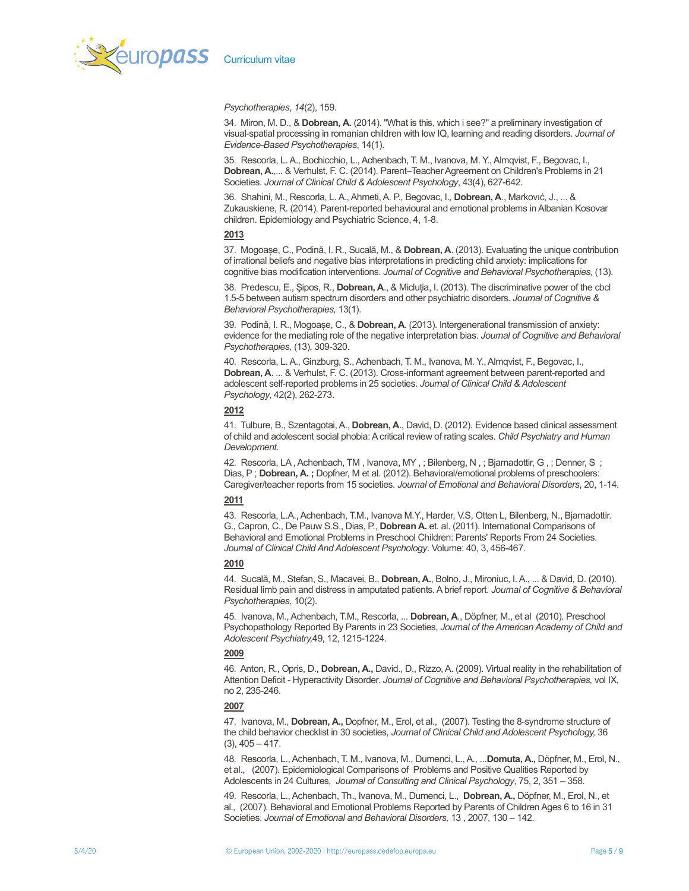*Psychotherapies*, *14*(2), 159.

34. Miron, M. D., & **Dobrean, A.** (2014). "What is this, which i see?" a preliminary investigation of visual-spatial processing in romanian children with low IQ, learning and reading disorders. *Journal of Evidence-Based Psychotherapies*, 14(1).

35. Rescorla, L. A., Bochicchio, L., Achenbach, T. M., Ivanova, M. Y., Almqvist, F., Begovac, I., **Dobrean, A.**,... & Verhulst, F. C. (2014). Parent–Teacher Agreement on Children's Problems in 21 Societies. *Journal of Clinical Child & Adolescent Psychology*, 43(4), 627-642.

36. Shahini, M., Rescorla, L. A., Ahmeti, A. P., Begovac, I., **Dobrean, A**., Marković, J., ... & Zukauskiene, R. (2014). Parent-reported behavioural and emotional problems in Albanian Kosovar children. Epidemiology and Psychiatric Science, 4, 1-8.

**2013**

37. Mogoașe, C., Podină, I. R., Sucală, M., & **Dobrean, A**. (2013). Evaluating the unique contribution of irrational beliefs and negative bias interpretations in predicting child anxiety: implications for cognitive bias modification interventions. *Journal of Cognitive and Behavioral Psychotherapies,* (13).

38. Predescu, E., Şipos, R., **Dobrean, A**., & Micluția, I. (2013). The discriminative power of the cbcl 1.5-5 between autism spectrum disorders and other psychiatric disorders. *Journal of Cognitive & Behavioral Psychotherapies,* 13(1).

39. Podină, I. R., Mogoașe, C., & **Dobrean, A**. (2013). Intergenerational transmission of anxiety: evidence for the mediating role of the negative interpretation bias. *Journal of Cognitive and Behavioral Psychotherapies,* (13), 309-320.

40. Rescorla, L. A., Ginzburg, S., Achenbach, T. M., Ivanova, M. Y., Almqvist, F., Begovac, I., **Dobrean, A**. ... & Verhulst, F. C. (2013). Cross-informant agreement between parent-reported and adolescent self-reported problems in 25 societies. *Journal of Clinical Child & Adolescent Psychology*, 42(2), 262-273.

**2012**

41. Tulbure, B., Szentagotai, A., **Dobrean, A**., David, D. (2012). Evidence based clinical assessment of child and adolescent social phobia: A critical review of rating scales. *Child Psychiatry and Human Development.*

42. Rescorla, LA , Achenbach, TM , Ivanova, MY , ; Bilenberg, N , ; Bjarnadottir, G , ; Denner, S ; Dias, P ; **Dobrean, A. ;** Dopfner, M et al. (2012). Behavioral/emotional problems of preschoolers: Caregiver/teacher reports from 15 societies. *Journal of Emotional and Behavioral Disorders*, 20, 1-14.

**2011**

43. Rescorla, L.A., Achenbach, T.M., Ivanova M.Y., Harder, V.S, Otten L, Bilenberg, N., Bjarnadottir. G., Capron, C., De Pauw S.S., Dias, P., **Dobrean A.** et. al. (2011). International Comparisons of Behavioral and Emotional Problems in Preschool Children: Parents' Reports From 24 Societies. *Journal of Clinical Child And Adolescent Psychology*. Volume: 40, 3, 456-467.

**2010**

44. Sucală, M., Stefan, S., Macavei, B., **Dobrean, A.**, Bolno, J., Mironiuc, I. A., ... & David, D. (2010). Residual limb pain and distress in amputated patients. A brief report. *Journal of Cognitive & Behavioral Psychotherapies,* 10(2).

45. Ivanova, M., Achenbach, T.M., Rescorla, ... **Dobrean, A**., Döpfner, M., et al (2010). Preschool Psychopathology Reported By Parents in 23 Societies, *Journal of the American Academy of Child and Adolescent Psychiatry,*49, 12, 1215-1224.

**2009**

46. Anton, R., Opris, D., **Dobrean, A.,** David., D., Rizzo, A. (2009). Virtual reality in the rehabilitation of Attention Deficit - Hyperactivity Disorder. *Journal of Cognitive and Behavioral Psychotherapies,* vol IX, no 2, 235-246.

**2007**

47. Ivanova, M., **Dobrean, A.,** Dopfner, M., Erol, et al., (2007). Testing the 8-syndrome structure of the child behavior checklist in 30 societies*, Journal of Clinical Child and Adolescent Psychology,* 36 (3), 405 – 417.

48. Rescorla, L., Achenbach, T. M., Ivanova, M., Dumenci, L., A., ...**Domuta, A.,** Döpfner, M., Erol, N., et al., (2007). Epidemiological Comparisons of Problems and Positive Qualities Reported by Adolescents in 24 Cultures*, Journal of Consulting and Clinical Psychology*, 75, 2, 351 – 358.

49. Rescorla, L., Achenbach, Th., Ivanova, M., Dumenci, L., **Dobrean, A.,** Döpfner, M., Erol, N., et al., (2007). Behavioral and Emotional Problems Reported by Parents of Children Ages 6 to 16 in 31 Societies. *Journal of Emotional and Behavioral Disorders,* 13 , 2007, 130 – 142.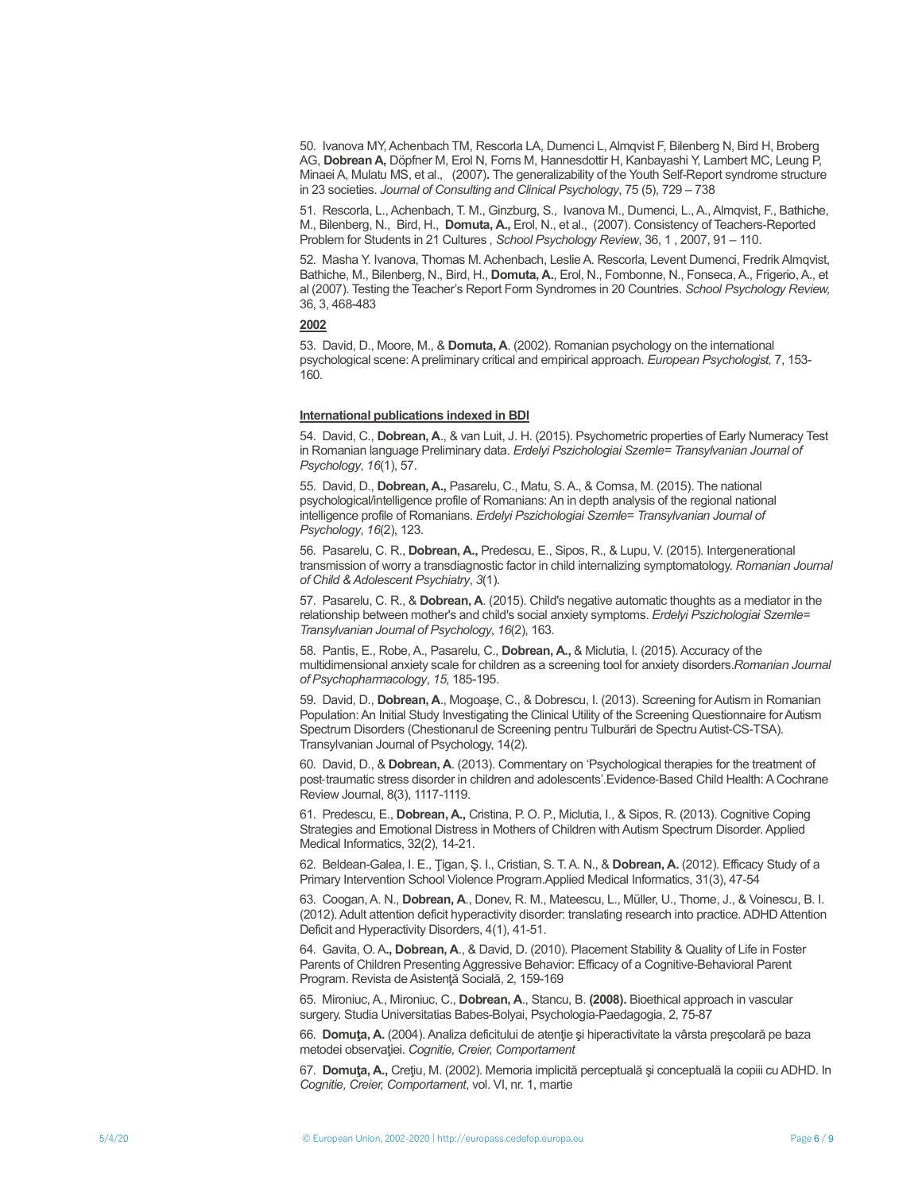50. Ivanova MY, Achenbach TM, Rescorla LA, Dumenci L, Almqvist F, Bilenberg N, Bird H, Broberg AG, **Dobrean A,** Döpfner M, Erol N, Forns M, Hannesdottir H, Kanbayashi Y, Lambert MC, Leung P, Minaei A, Mulatu MS, et al., (2007). The generalizability of the Youth Self-Report syndrome structure in 23 societies. *Journal of Consulting and Clinical Psychology*, 75 (5), 729 – 738

51. Rescorla, L., Achenbach, T. M., Ginzburg, S., Ivanova M., Dumenci, L., A., Almqvist, F., Bathiche, M., Bilenberg, N., Bird, H., **Domuta, A.,** Erol, N., et al., (2007). Consistency of Teachers-Reported Problem for Students in 21 Cultures *, School Psychology Review*, 36, 1 , 2007, 91 – 110.

52. Masha Y. Ivanova, Thomas M. Achenbach, Leslie A. Rescorla, Levent Dumenci, Fredrik Almqvist, Bathiche, M., Bilenberg, N., Bird, H., **Domuta, A.**, Erol, N., Fombonne, N., Fonseca, A., Frigerio, A., et al (2007). Testing the Teacher's Report Form Syndromes in 20 Countries. *School Psychology Review,* 36, 3, 468-483

**2002**

53. David, D., Moore, M., & **Domuta, A**. (2002). Romanian psychology on the international psychological scene: A preliminary critical and empirical approach. *European Psychologist,* 7, 153-160.

**International publications indexed in BDI**

54. David, C., **Dobrean, A**., & van Luit, J. H. (2015). Psychometric properties of Early Numeracy Test in Romanian language Preliminary data. *Erdelyi Pszichologiai Szemle= Transylvanian Journal of Psychology*, *16*(1), 57.

55. David, D., **Dobrean, A.,** Pasarelu, C., Matu, S. A., & Comsa, M. (2015). The national psychological/intelligence profile of Romanians: An in depth analysis of the regional national intelligence profile of Romanians. *Erdelyi Pszichologiai Szemle= Transylvanian Journal of Psychology*, *16*(2), 123.

56. Pasarelu, C. R., **Dobrean, A.,** Predescu, E., Sipos, R., & Lupu, V. (2015). Intergenerational transmission of worry a transdiagnostic factor in child internalizing symptomatology. *Romanian Journal of Child & Adolescent Psychiatry*, *3*(1).

57. Pasarelu, C. R., & **Dobrean, A**. (2015). Child's negative automatic thoughts as a mediator in the relationship between mother's and child's social anxiety symptoms. *Erdelyi Pszichologiai Szemle= Transylvanian Journal of Psychology*, *16*(2), 163.

58. Pantis, E., Robe, A., Pasarelu, C., **Dobrean, A.,** & Miclutia, I. (2015). Accuracy of the multidimensional anxiety scale for children as a screening tool for anxiety disorders.*Romanian Journal of Psychopharmacology*, *15*, 185-195.

59. David, D., **Dobrean, A**., Mogoaşe, C., & Dobrescu, I. (2013). Screening for Autism in Romanian Population: An Initial Study Investigating the Clinical Utility of the Screening Questionnaire for Autism Spectrum Disorders (Chestionarul de Screening pentru Tulburări de Spectru Autist-CS-TSA). Transylvanian Journal of Psychology, 14(2).

60. David, D., & **Dobrean, A**. (2013). Commentary on 'Psychological therapies for the treatment of post-traumatic stress disorder in children and adolescents'.Evidence-Based Child Health: A Cochrane Review Journal, 8(3), 1117-1119.

61. Predescu, E., **Dobrean, A.,** Cristina, P. O. P., Miclutia, I., & Sipos, R. (2013). Cognitive Coping Strategies and Emotional Distress in Mothers of Children with Autism Spectrum Disorder. Applied Medical Informatics, 32(2), 14-21.

62. Beldean-Galea, I. E., Ţigan, Ş. I., Cristian, S. T. A. N., & **Dobrean, A.** (2012). Efficacy Study of a Primary Intervention School Violence Program.Applied Medical Informatics, 31(3), 47-54

63. Coogan, A. N., **Dobrean, A**., Donev, R. M., Mateescu, L., Müller, U., Thome, J., & Voinescu, B. I. (2012). Adult attention deficit hyperactivity disorder: translating research into practice. ADHD Attention Deficit and Hyperactivity Disorders, 4(1), 41-51.

64. Gavita, O. A**., Dobrean, A**., & David, D. (2010). Placement Stability & Quality of Life in Foster Parents of Children Presenting Aggressive Behavior: Efficacy of a Cognitive-Behavioral Parent Program. Revista de Asistenţă Socială, 2, 159-169

65. Mironiuc, A., Mironiuc, C., **Dobrean, A**., Stancu, B. **(2008).** Bioethical approach in vascular surgery. Studia Universitatias Babes-Bolyai, Psychologia-Paedagogia, 2, 75-87

66. **Domuţa, A.** (2004). Analiza deficitului de atenţie şi hiperactivitate la vârsta preşcolară pe baza metodei observaţiei. *Cognitie, Creier, Comportament*

67. **Domuţa, A.,** Creţiu, M. (2002). Memoria implicită perceptuală şi conceptuală la copiii cu ADHD. In *Cognitie, Creier, Comportament*, vol. VI, nr. 1, martie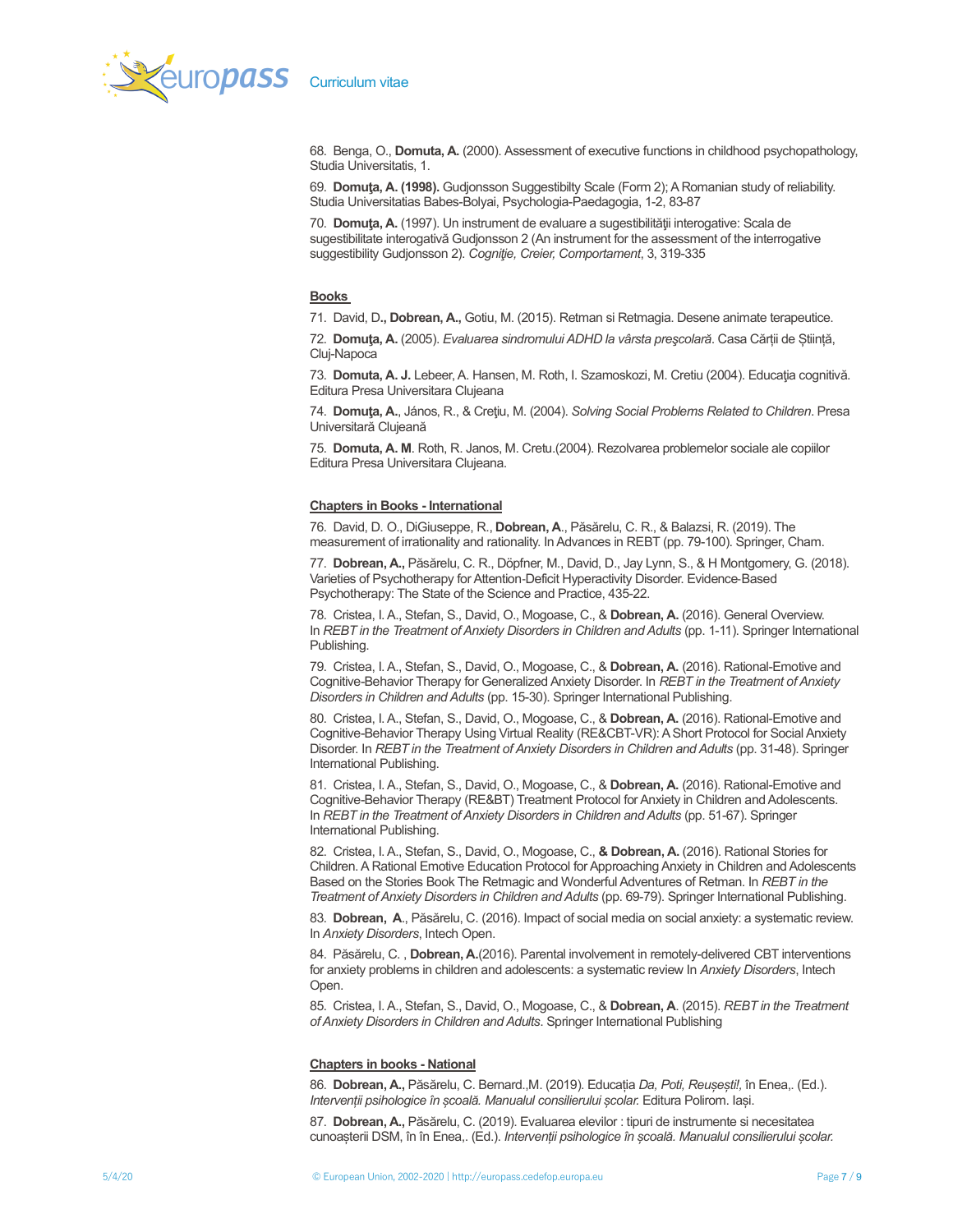68. Benga, O., **Domuta, A.** (2000). Assessment of executive functions in childhood psychopathology, Studia Universitatis, 1.

69. **Domuţa, A. (1998).** Gudjonsson Suggestibilty Scale (Form 2); A Romanian study of reliability. Studia Universitatias Babes-Bolyai, Psychologia-Paedagogia, 1-2, 83-87

70. **Domuţa, A.** (1997). Un instrument de evaluare a sugestibilităţii interogative: Scala de sugestibilitate interogativă Gudjonsson 2 (An instrument for the assessment of the interrogative suggestibility Gudjonsson 2). *Cogniţie, Creier, Comportament*, 3, 319-335

**Books**

71. David, D**., Dobrean, A.,** Gotiu, M. (2015). Retman si Retmagia. Desene animate terapeutice.

72. **Domuţa, A.** (2005). *Evaluarea sindromului ADHD la vârsta preşcolară*. Casa Cărții de Știință, Cluj-Napoca

73. **Domuta, A. J.** Lebeer, A. Hansen, M. Roth, I. Szamoskozi, M. Cretiu (2004). Educaţia cognitivă. Editura Presa Universitara Clujeana

74. **Domuţa, A.**, János, R., & Creţiu, M. (2004). *Solving Social Problems Related to Children*. Presa Universitară Clujeană

75. **Domuta, A. M**. Roth, R. Janos, M. Cretu.(2004). Rezolvarea problemelor sociale ale copiilor Editura Presa Universitara Clujeana.

**Chapters in Books - International**

76. David, D. O., DiGiuseppe, R., **Dobrean, A**., Păsărelu, C. R., & Balazsi, R. (2019). The measurement of irrationality and rationality. In Advances in REBT (pp. 79-100). Springer, Cham.

77. **Dobrean, A.,** Păsărelu, C. R., Döpfner, M., David, D., Jay Lynn, S., & H Montgomery, G. (2018). Varieties of Psychotherapy for Attention-Deficit Hyperactivity Disorder. Evidence-Based Psychotherapy: The State of the Science and Practice, 435-22.

78. Cristea, I. A., Stefan, S., David, O., Mogoase, C., & **Dobrean, A.** (2016). General Overview. In *REBT in the Treatment of Anxiety Disorders in Children and Adults* (pp. 1-11). Springer International Publishing.

79. Cristea, I. A., Stefan, S., David, O., Mogoase, C., & **Dobrean, A.** (2016). Rational-Emotive and Cognitive-Behavior Therapy for Generalized Anxiety Disorder. In *REBT in the Treatment of Anxiety Disorders in Children and Adults* (pp. 15-30). Springer International Publishing.

80. Cristea, I. A., Stefan, S., David, O., Mogoase, C., & **Dobrean, A.** (2016). Rational-Emotive and Cognitive-Behavior Therapy Using Virtual Reality (RE&CBT-VR): A Short Protocol for Social Anxiety Disorder. In *REBT in the Treatment of Anxiety Disorders in Children and Adults* (pp. 31-48). Springer International Publishing.

81. Cristea, I. A., Stefan, S., David, O., Mogoase, C., & **Dobrean, A.** (2016). Rational-Emotive and Cognitive-Behavior Therapy (RE&BT) Treatment Protocol for Anxiety in Children and Adolescents. In *REBT in the Treatment of Anxiety Disorders in Children and Adults* (pp. 51-67). Springer International Publishing.

82. Cristea, I. A., Stefan, S., David, O., Mogoase, C., **& Dobrean, A.** (2016). Rational Stories for Children. A Rational Emotive Education Protocol for Approaching Anxiety in Children and Adolescents Based on the Stories Book The Retmagic and Wonderful Adventures of Retman. In *REBT in the Treatment of Anxiety Disorders in Children and Adults* (pp. 69-79). Springer International Publishing.

83. **Dobrean, A**., Păsărelu, C. (2016). Impact of social media on social anxiety: a systematic review. In *Anxiety Disorders*, Intech Open.

84. Păsărelu, C. , **Dobrean, A.**(2016). Parental involvement in remotely-delivered CBT interventions for anxiety problems in children and adolescents: a systematic review In *Anxiety Disorders*, Intech Open.

85. Cristea, I. A., Stefan, S., David, O., Mogoase, C., & **Dobrean, A**. (2015). *REBT in the Treatment of Anxiety Disorders in Children and Adults*. Springer International Publishing

**Chapters in books - National**

86. **Dobrean, A.,** Păsărelu, C. Bernard.,M. (2019). Educația *Da, Poti, Reușești!,* în Enea,. (Ed.). *Intervenții psihologice în școală. Manualul consilierului școlar.* Editura Polirom. Iași.

87. **Dobrean, A.,** Păsărelu, C. (2019). Evaluarea elevilor : tipuri de instrumente si necesitatea cunoașterii DSM, în în Enea,. (Ed.). *Intervenții psihologice în școală. Manualul consilierului școlar.*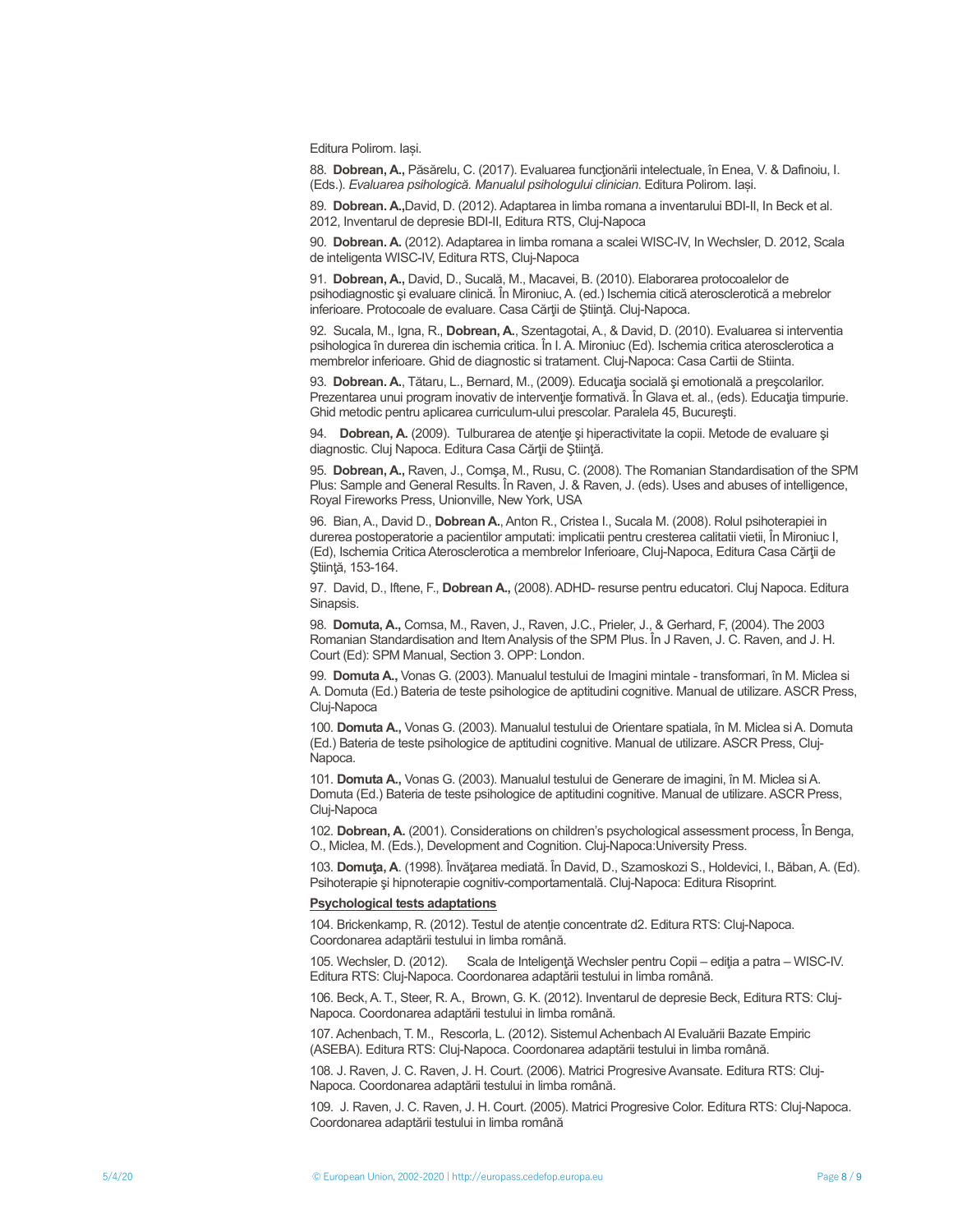Editura Polirom. Iași.

88. **Dobrean, A.,** Păsărelu, C. (2017). Evaluarea funcţionării intelectuale, în Enea, V. & Dafinoiu, I. (Eds.). *Evaluarea psihologică. Manualul psihologului clinician.* Editura Polirom. Iași.

89. **Dobrean. A.,**David, D. (2012). Adaptarea in limba romana a inventarului BDI-II, In Beck et al. 2012, Inventarul de depresie BDI-II, Editura RTS, Cluj-Napoca

90. **Dobrean. A.** (2012). Adaptarea in limba romana a scalei WISC-IV, In Wechsler, D. 2012, Scala de inteligenta WISC-IV, Editura RTS, Cluj-Napoca

91. **Dobrean, A.,** David, D., Sucală, M., Macavei, B. (2010). Elaborarea protocoalelor de psihodiagnostic şi evaluare clinică. În Mironiuc, A. (ed.) Ischemia citică aterosclerotică a mebrelor inferioare. Protocoale de evaluare. Casa Cărţii de Ştiinţă. Cluj-Napoca.

92. Sucala, M., Igna, R., **Dobrean, A.**, Szentagotai, A., & David, D. (2010). Evaluarea si interventia psihologica în durerea din ischemia critica. În I. A. Mironiuc (Ed). Ischemia critica aterosclerotica a membrelor inferioare. Ghid de diagnostic si tratament. Cluj-Napoca: Casa Cartii de Stiinta.

93. **Dobrean. A.**, Tătaru, L., Bernard, M., (2009). Educaţia socială şi emotională a preşcolarilor. Prezentarea unui program inovativ de intervenţie formativă. În Glava et. al., (eds). Educaţia timpurie. Ghid metodic pentru aplicarea curriculum-ului prescolar. Paralela 45, Bucureşti.

94. **Dobrean, A.** (2009). Tulburarea de atenţie şi hiperactivitate la copii. Metode de evaluare şi diagnostic. Cluj Napoca. Editura Casa Cărţii de Ştiinţă.

95. **Dobrean, A.,** Raven, J., Comşa, M., Rusu, C. (2008). The Romanian Standardisation of the SPM Plus: Sample and General Results. În Raven, J. & Raven, J. (eds). Uses and abuses of intelligence, Royal Fireworks Press, Unionville, New York, USA

96. Bian, A., David D., **Dobrean A.**, Anton R., Cristea I., Sucala M. (2008). Rolul psihoterapiei in durerea postoperatorie a pacientilor amputati: implicatii pentru cresterea calitatii vietii, În Mironiuc I, (Ed), Ischemia Critica Aterosclerotica a membrelor Inferioare, Cluj-Napoca, Editura Casa Cărţii de Ştiinţă, 153-164.

97. David, D., Iftene, F., **Dobrean A.,** (2008). ADHD- resurse pentru educatori. Cluj Napoca. Editura Sinapsis.

98. **Domuta, A.,** Comsa, M., Raven, J., Raven, J.C., Prieler, J., & Gerhard, F, (2004). The 2003 Romanian Standardisation and Item Analysis of the SPM Plus. În J Raven, J. C. Raven, and J. H. Court (Ed): SPM Manual, Section 3. OPP: London.

99. **Domuta A.,** Vonas G. (2003). Manualul testului de Imagini mintale - transformari, în M. Miclea si A. Domuta (Ed.) Bateria de teste psihologice de aptitudini cognitive. Manual de utilizare. ASCR Press, Cluj-Napoca

100. **Domuta A.,** Vonas G. (2003). Manualul testului de Orientare spatiala, în M. Miclea si A. Domuta (Ed.) Bateria de teste psihologice de aptitudini cognitive. Manual de utilizare. ASCR Press, Cluj-Napoca.

101. **Domuta A.,** Vonas G. (2003). Manualul testului de Generare de imagini, în M. Miclea si A. Domuta (Ed.) Bateria de teste psihologice de aptitudini cognitive. Manual de utilizare. ASCR Press, Cluj-Napoca

102. **Dobrean, A.** (2001). Considerations on children's psychological assessment process, În Benga, O., Miclea, M. (Eds.), Development and Cognition. Cluj-Napoca:University Press.

103. **Domuţa, A**. (1998). Învăţarea mediată. În David, D., Szamoskozi S., Holdevici, I., Băban, A. (Ed). Psihoterapie şi hipnoterapie cognitiv-comportamentală. Cluj-Napoca: Editura Risoprint.

**Psychological tests adaptations**

104. Brickenkamp, R. (2012). Testul de atenție concentrate d2. Editura RTS: Cluj-Napoca. Coordonarea adaptării testului in limba română.

105. Wechsler, D. (2012). Scala de Inteligenţă Wechsler pentru Copii – ediţia a patra – WISC-IV. Editura RTS: Cluj-Napoca. Coordonarea adaptării testului in limba română.

106. Beck, A. T., Steer, R. A., Brown, G. K. (2012). Inventarul de depresie Beck, Editura RTS: Cluj-Napoca. Coordonarea adaptării testului in limba română.

107. Achenbach, T. M., Rescorla, L. (2012). Sistemul Achenbach Al Evaluării Bazate Empiric (ASEBA). Editura RTS: Cluj-Napoca. Coordonarea adaptării testului in limba română.

108. J. Raven, J. C. Raven, J. H. Court. (2006). Matrici Progresive Avansate. Editura RTS: Cluj-Napoca. Coordonarea adaptării testului in limba română.

109. J. Raven, J. C. Raven, J. H. Court. (2005). Matrici Progresive Color. Editura RTS: Cluj-Napoca. Coordonarea adaptării testului in limba română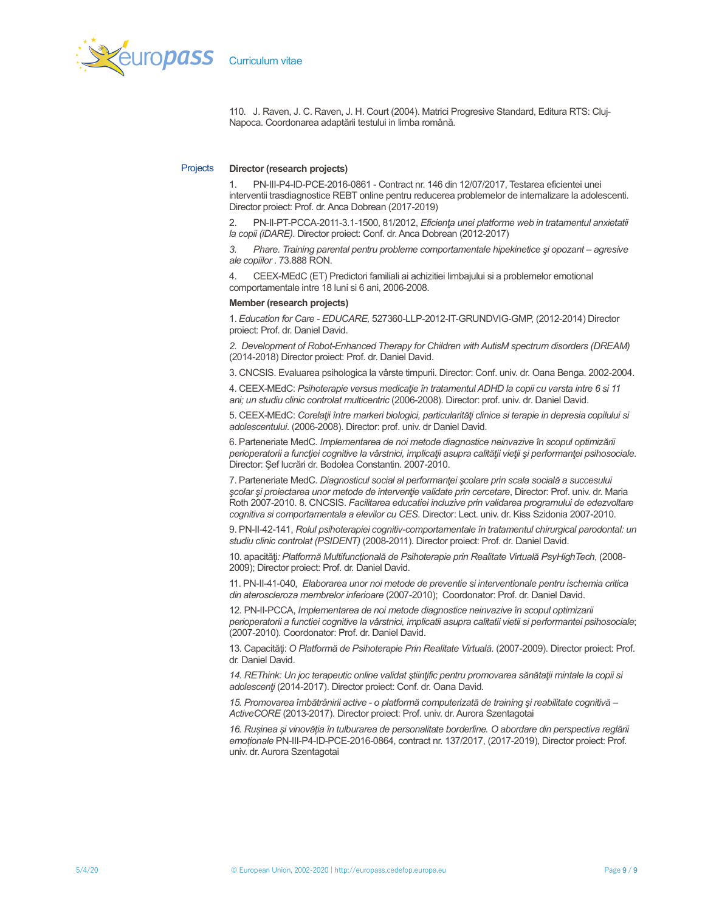110. J. Raven, J. C. Raven, J. H. Court (2004). Matrici Progresive Standard, Editura RTS: Cluj-Napoca. Coordonarea adaptării testului in limba română.

## Projects

**Director (research projects)**

1. PN-III-P4-ID-PCE-2016-0861 - Contract nr. 146 din 12/07/2017, Testarea eficientei unei interventii trasdiagnostice REBT online pentru reducerea problemelor de internalizare la adolescenti. Director proiect: Prof. dr. Anca Dobrean (2017-2019)

2. PN-II-PT-PCCA-2011-3.1-1500, 81/2012, *Eficienţa unei platforme web in tratamentul anxietatii la copii (iDARE).* Director proiect: Conf. dr. Anca Dobrean (2012-2017)

3. *Phare. Training parental pentru probleme comportamentale hipekinetice şi opozant – agresive ale copiilor* . 73.888 RON.

4. CEEX-MEdC (ET) Predictori familiali ai achizitiei limbajului si a problemelor emotional comportamentale intre 18 luni si 6 ani, 2006-2008.

**Member (research projects)**

1. *Education for Care - EDUCARE,* 527360-LLP-2012-IT-GRUNDVIG-GMP, (2012-2014) Director proiect: Prof. dr. Daniel David.

2. *Development of Robot-Enhanced Therapy for Children with AutisM spectrum disorders (DREAM)* (2014-2018) Director proiect: Prof. dr. Daniel David.

3. CNCSIS. Evaluarea psihologica la vârste timpurii. Director: Conf. univ. dr. Oana Benga. 2002-2004.

4. CEEX-MEdC: *Psihoterapie versus medicaţie în tratamentul ADHD la copii cu varsta intre 6 si 11 ani; un studiu clinic controlat multicentric* (2006-2008). Director: prof. univ. dr. Daniel David.

5. CEEX-MEdC: *Corelaţii între markeri biologici, particularităţi clinice si terapie in depresia copilului si adolescentului.* (2006-2008). Director: prof. univ. dr Daniel David.

6. Parteneriate MedC. *Implementarea de noi metode diagnostice neinvazive în scopul optimizării perioperatorii a funcţiei cognitive la vârstnici, implicaţii asupra calităţii vieţii şi performanţei psihosociale.* Director: Şef lucrări dr. Bodolea Constantin. 2007-2010.

7. Parteneriate MedC. *Diagnosticul social al performanţei şcolare prin scala socială a succesului şcolar şi proiectarea unor metode de intervenţie validate prin cercetare*, Director: Prof. univ. dr. Maria Roth 2007-2010. 8. CNCSIS. *Facilitarea educatiei incluzive prin validarea programului de edezvoltare cognitiva si comportamentala a elevilor cu CES.* Director: Lect. univ. dr. Kiss Szidonia 2007-2010.

9. PN-II-42-141, *Rolul psihoterapiei cognitiv-comportamentale în tratamentul chirurgical parodontal: un studiu clinic controlat (PSIDENT)* (2008-2011). Director proiect: Prof. dr. Daniel David.

10. apacităţi*: Platformă Multifuncţională de Psihoterapie prin Realitate Virtuală PsyHighTech*, (2008-2009); Director proiect: Prof. dr. Daniel David.

11. PN-II-41-040, *Elaborarea unor noi metode de preventie si interventionale pentru ischemia critica din ateroscleroza membrelor inferioare* (2007-2010); Coordonator: Prof. dr. Daniel David.

12. PN-II-PCCA, *Implementarea de noi metode diagnostice neinvazive în scopul optimizarii perioperatorii a functiei cognitive la vârstnici, implicatii asupra calitatii vietii si performantei psihosociale*; (2007-2010). Coordonator: Prof. dr. Daniel David.

13. Capacităţi: *O Platformă de Psihoterapie Prin Realitate Virtuală.* (2007-2009). Director proiect: Prof. dr. Daniel David.

*14. REThink: Un joc terapeutic online validat ştiinţific pentru promovarea sănătaţii mintale la copii si adolescenţi* (2014-2017). Director proiect: Conf. dr. Oana David.

*15. Promovarea îmbătrânirii active - o platformă computerizată de training şi reabilitate cognitivă – ActiveCORE* (2013-2017). Director proiect: Prof. univ. dr. Aurora Szentagotai

*16. Rușinea și vinovăția în tulburarea de personalitate borderline. O abordare din perspectiva reglării emoționale* PN-III-P4-ID-PCE-2016-0864, contract nr. 137/2017, (2017-2019), Director proiect: Prof. univ. dr. Aurora Szentagotai